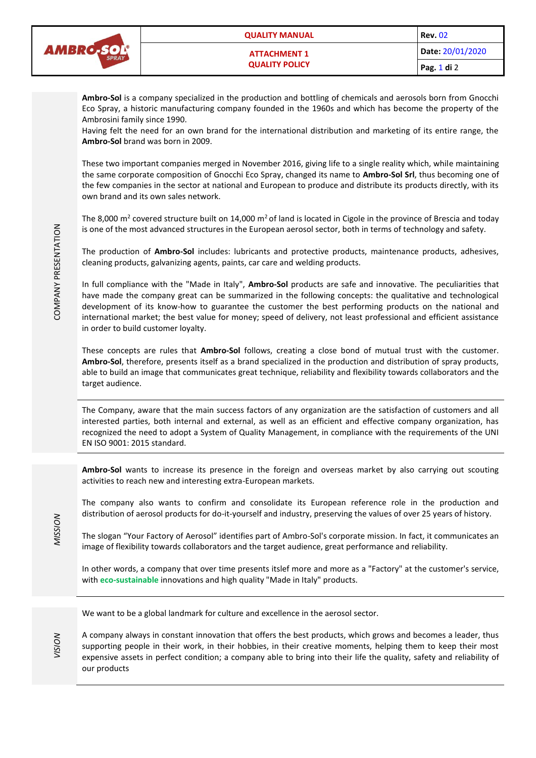| AMBRO-SOL SPRAY | QUALITY MANUAL | Rev. 02 |
|---|---|---|
| | ATTACHMENT 1<br>QUALITY POLICY | Date: 20/01/2020 |
| | | Pag. 1 di 2 |

## COMPANY PRESENTATION

**Ambro-Sol** is a company specialized in the production and bottling of chemicals and aerosols born from Gnocchi Eco Spray, a historic manufacturing company founded in the 1960s and which has become the property of the Ambrosini family since 1990.
Having felt the need for an own brand for the international distribution and marketing of its entire range, the **Ambro-Sol** brand was born in 2009.

These two important companies merged in November 2016, giving life to a single reality which, while maintaining the same corporate composition of Gnocchi Eco Spray, changed its name to **Ambro-Sol Srl**, thus becoming one of the few companies in the sector at national and European to produce and distribute its products directly, with its own brand and its own sales network.

The 8,000 $m^2$ covered structure built on 14,000 $m^2$ of land is located in Cigole in the province of Brescia and today is one of the most advanced structures in the European aerosol sector, both in terms of technology and safety.

The production of **Ambro-Sol** includes: lubricants and protective products, maintenance products, adhesives, cleaning products, galvanizing agents, paints, car care and welding products.

In full compliance with the "Made in Italy", **Ambro-Sol** products are safe and innovative. The peculiarities that have made the company great can be summarized in the following concepts: the qualitative and technological development of its know-how to guarantee the customer the best performing products on the national and international market; the best value for money; speed of delivery, not least professional and efficient assistance in order to build customer loyalty.

These concepts are rules that **Ambro-Sol** follows, creating a close bond of mutual trust with the customer. **Ambro-Sol**, therefore, presents itself as a brand specialized in the production and distribution of spray products, able to build an image that communicates great technique, reliability and flexibility towards collaborators and the target audience.

---

The Company, aware that the main success factors of any organization are the satisfaction of customers and all interested parties, both internal and external, as well as an efficient and effective company organization, has recognized the need to adopt a System of Quality Management, in compliance with the requirements of the UNI EN ISO 9001: 2015 standard.

---

## *MISSION*

**Ambro-Sol** wants to increase its presence in the foreign and overseas market by also carrying out scouting activities to reach new and interesting extra-European markets.

The company also wants to confirm and consolidate its European reference role in the production and distribution of aerosol products for do-it-yourself and industry, preserving the values of over 25 years of history.

The slogan "Your Factory of Aerosol" identifies part of Ambro-Sol's corporate mission. In fact, it communicates an image of flexibility towards collaborators and the target audience, great performance and reliability.

In other words, a company that over time presents itslef more and more as a "Factory" at the customer's service, with **eco-sustainable** innovations and high quality "Made in Italy" products.

---

## *VISION*

We want to be a global landmark for culture and excellence in the aerosol sector.

A company always in constant innovation that offers the best products, which grows and becomes a leader, thus supporting people in their work, in their hobbies, in their creative moments, helping them to keep their most expensive assets in perfect condition; a company able to bring into their life the quality, safety and reliability of our products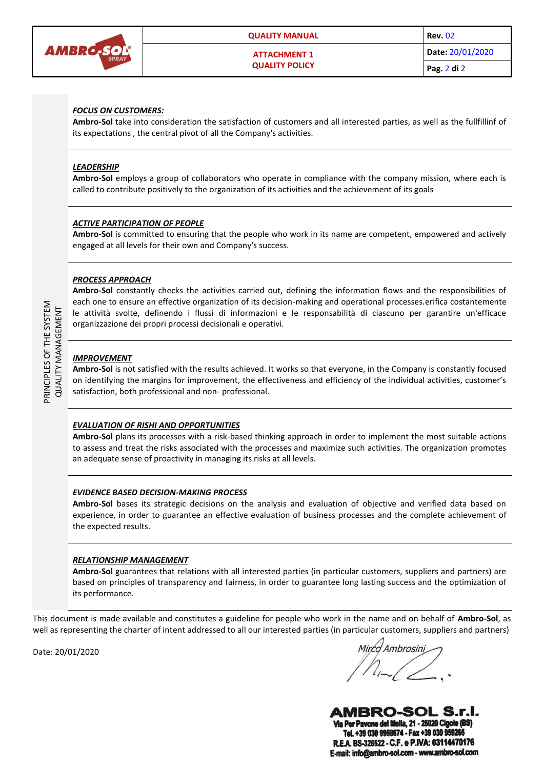PRINCIPLES OF THE SYSTEM QUALITY MANAGEMENT

***FOCUS ON CUSTOMERS:***

**Ambro-Sol** take into consideration the satisfaction of customers and all interested parties, as well as the fullfillinf of its expectations , the central pivot of all the Company's activities.

***LEADERSHIP***

**Ambro-Sol** employs a group of collaborators who operate in compliance with the company mission, where each is called to contribute positively to the organization of its activities and the achievement of its goals

***ACTIVE PARTICIPATION OF PEOPLE***

**Ambro-Sol** is committed to ensuring that the people who work in its name are competent, empowered and actively engaged at all levels for their own and Company's success.

***PROCESS APPROACH***

**Ambro-Sol** constantly checks the activities carried out, defining the information flows and the responsibilities of each one to ensure an effective organization of its decision-making and operational processes.erifica costantemente le attività svolte, definendo i flussi di informazioni e le responsabilità di ciascuno per garantire un'efficace organizzazione dei propri processi decisionali e operativi.

***IMPROVEMENT***

**Ambro-Sol** is not satisfied with the results achieved. It works so that everyone, in the Company is constantly focused on identifying the margins for improvement, the effectiveness and efficiency of the individual activities, customer's satisfaction, both professional and non- professional.

***EVALUATION OF RISHI AND OPPORTUNITIES***

**Ambro-Sol** plans its processes with a risk-based thinking approach in order to implement the most suitable actions to assess and treat the risks associated with the processes and maximize such activities. The organization promotes an adequate sense of proactivity in managing its risks at all levels.

***EVIDENCE BASED DECISION-MAKING PROCESS***

**Ambro-Sol** bases its strategic decisions on the analysis and evaluation of objective and verified data based on experience, in order to guarantee an effective evaluation of business processes and the complete achievement of the expected results.

***RELATIONSHIP MANAGEMENT***

**Ambro-Sol** guarantees that relations with all interested parties (in particular customers, suppliers and partners) are based on principles of transparency and fairness, in order to guarantee long lasting success and the optimization of its performance.

This document is made available and constitutes a guideline for people who work in the name and on behalf of **Ambro-Sol**, as well as representing the charter of intent addressed to all our interested parties (in particular customers, suppliers and partners)

Date: 20/01/2020

Mirco Ambrosini

**AMBRO-SOL S.r.l.**
Via Per Pavone del Mella, 21 - 25020 Cigole (BS)
Tel. +39 030 9959674 - Fax +39 030 959265
R.E.A. BS-326522 - C.F. e P.IVA: 03114470176
E-mail: info@ambro-sol.com - www.ambro-sol.com